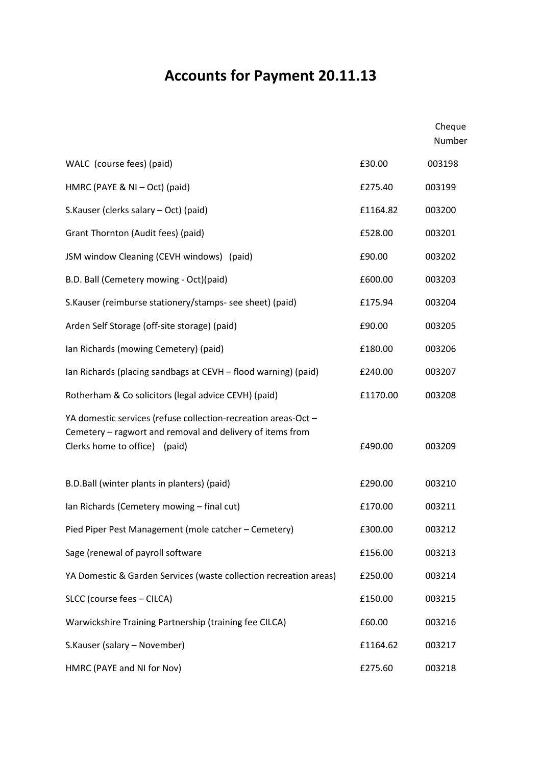# Accounts for Payment 20.11.13

| | | Cheque Number |
|---|---|---|
| WALC (course fees) (paid) | £30.00 | 003198 |
| HMRC (PAYE & NI – Oct) (paid) | £275.40 | 003199 |
| S.Kauser (clerks salary – Oct) (paid) | £1164.82 | 003200 |
| Grant Thornton (Audit fees) (paid) | £528.00 | 003201 |
| JSM window Cleaning (CEVH windows) (paid) | £90.00 | 003202 |
| B.D. Ball (Cemetery mowing - Oct)(paid) | £600.00 | 003203 |
| S.Kauser (reimburse stationery/stamps- see sheet) (paid) | £175.94 | 003204 |
| Arden Self Storage (off-site storage) (paid) | £90.00 | 003205 |
| Ian Richards (mowing Cemetery) (paid) | £180.00 | 003206 |
| Ian Richards (placing sandbags at CEVH – flood warning) (paid) | £240.00 | 003207 |
| Rotherham & Co solicitors (legal advice CEVH) (paid) | £1170.00 | 003208 |
| YA domestic services (refuse collection-recreation areas-Oct – Cemetery – ragwort and removal and delivery of items from Clerks home to office) (paid) | £490.00 | 003209 |
| B.D.Ball (winter plants in planters) (paid) | £290.00 | 003210 |
| Ian Richards (Cemetery mowing – final cut) | £170.00 | 003211 |
| Pied Piper Pest Management (mole catcher – Cemetery) | £300.00 | 003212 |
| Sage (renewal of payroll software | £156.00 | 003213 |
| YA Domestic & Garden Services (waste collection recreation areas) | £250.00 | 003214 |
| SLCC (course fees – CILCA) | £150.00 | 003215 |
| Warwickshire Training Partnership (training fee CILCA) | £60.00 | 003216 |
| S.Kauser (salary – November) | £1164.62 | 003217 |
| HMRC (PAYE and NI for Nov) | £275.60 | 003218 |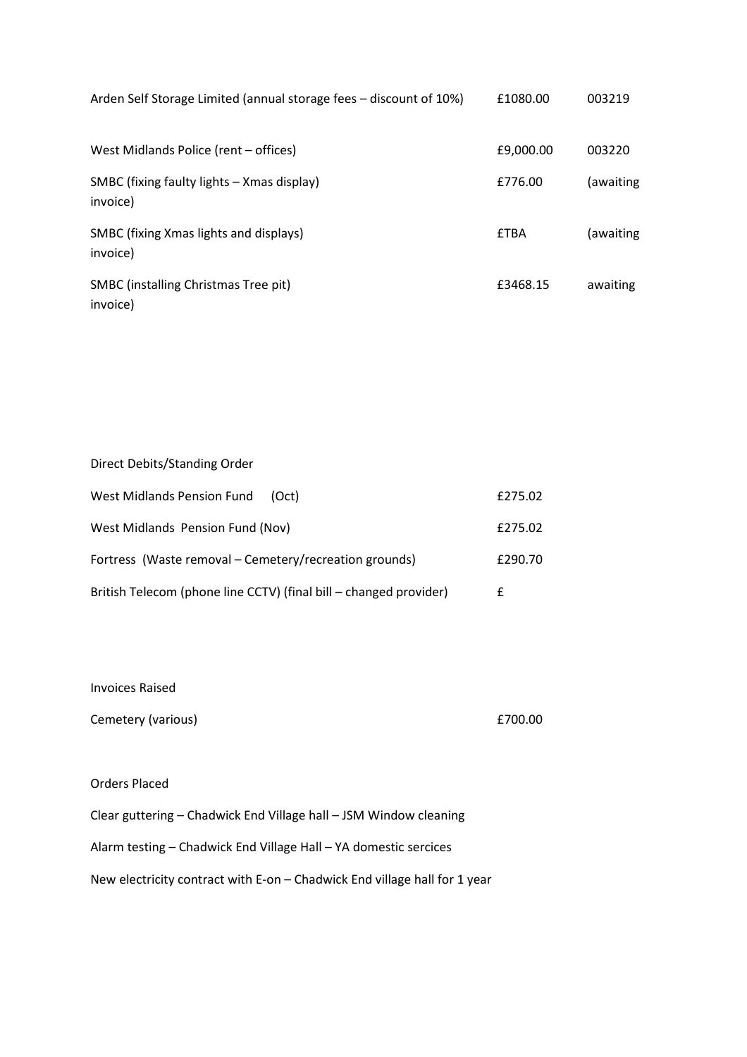| | | |
|---|---|---|
| Arden Self Storage Limited (annual storage fees – discount of 10%) | £1080.00 | 003219 |
| West Midlands Police (rent – offices) | £9,000.00 | 003220 |
| SMBC (fixing faulty lights – Xmas display) | £776.00 | (awaiting invoice) |
| SMBC (fixing Xmas lights and displays) | £TBA | (awaiting invoice) |
| SMBC (installing Christmas Tree pit) | £3468.15 | awaiting invoice) |

Direct Debits/Standing Order

| | |
|---|---|
| West Midlands Pension Fund (Oct) | £275.02 |
| West Midlands Pension Fund (Nov) | £275.02 |
| Fortress (Waste removal – Cemetery/recreation grounds) | £290.70 |
| British Telecom (phone line CCTV) (final bill – changed provider) | £ |

Invoices Raised

| | |
|---|---|
| Cemetery (various) | £700.00 |

Orders Placed

Clear guttering – Chadwick End Village hall – JSM Window cleaning

Alarm testing – Chadwick End Village Hall – YA domestic sercices

New electricity contract with E-on – Chadwick End village hall for 1 year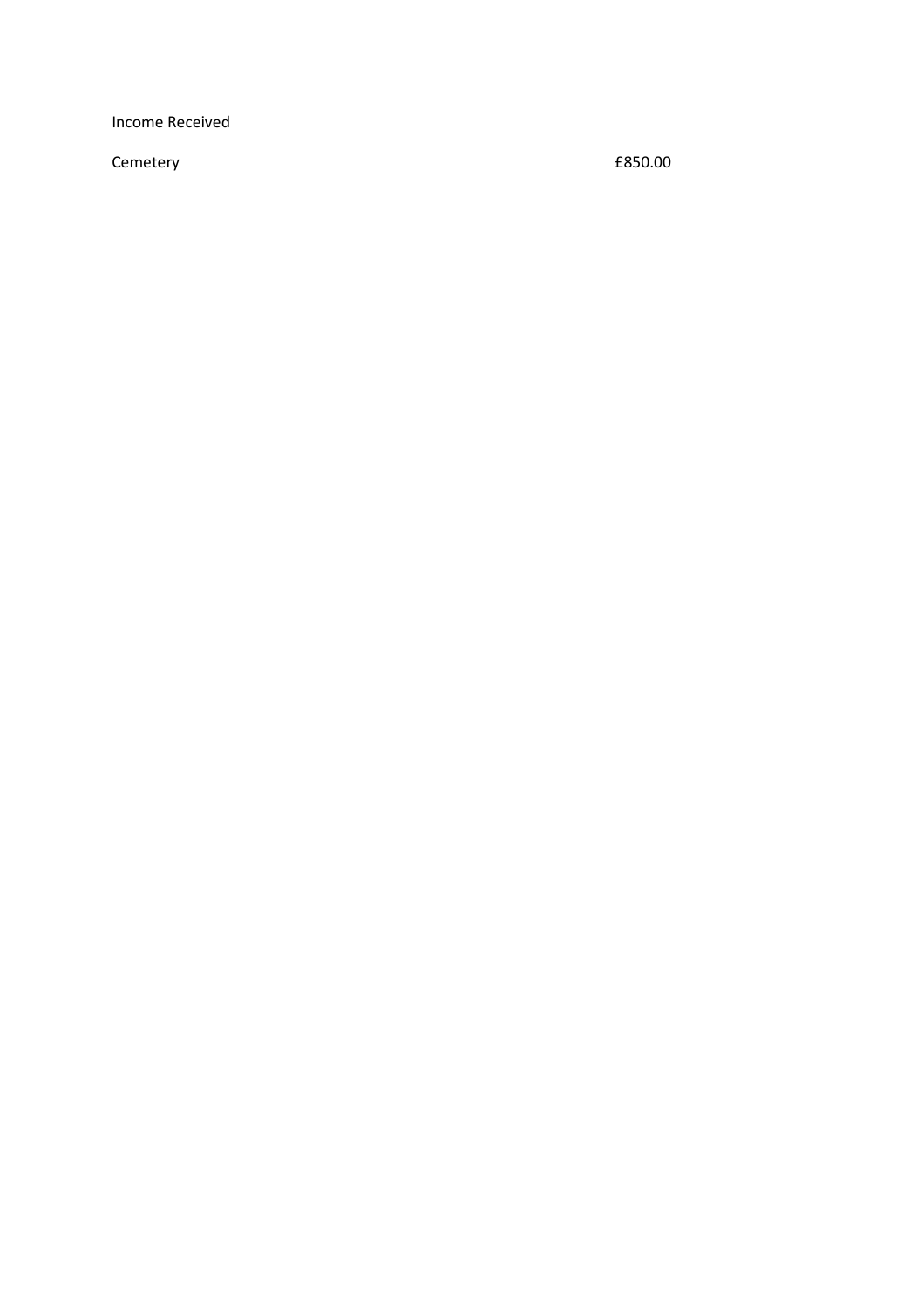Income Received

| | |
|---|---|
| Cemetery | £850.00 |